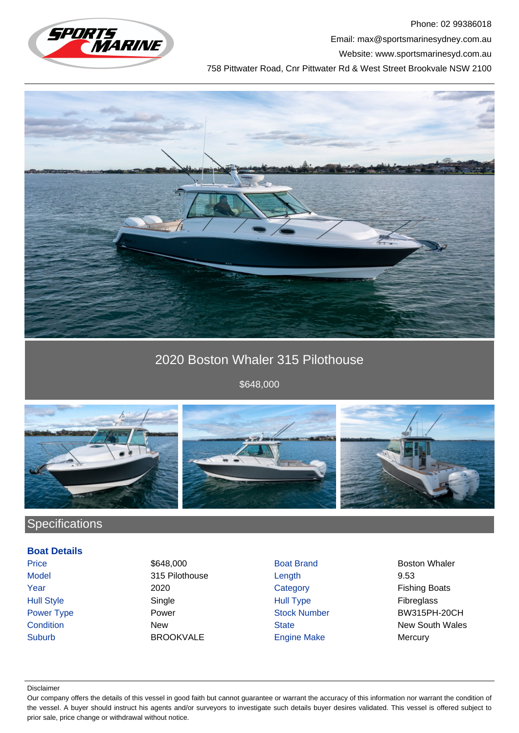Phone: 02 99386018

Email: max@sportsmarinesydney.com.au

Website: www.sportsmarinesyd.com.au

758 Pittwater Road, Cnr Pittwater Rd & West Street Brookvale NSW 2100

# 2020 Boston Whaler 315 Pilothouse

$648,000

## Specifications

### Boat Details

| | | | |
|---|---|---|---|
| Price | $648,000 | Boat Brand | Boston Whaler |
| Model | 315 Pilothouse | Length | 9.53 |
| Year | 2020 | Category | Fishing Boats |
| Hull Style | Single | Hull Type | Fibreglass |
| Power Type | Power | Stock Number | BW315PH-20CH |
| Condition | New | State | New South Wales |
| Suburb | BROOKVALE | Engine Make | Mercury |

Disclaimer

Our company offers the details of this vessel in good faith but cannot guarantee or warrant the accuracy of this information nor warrant the condition of the vessel. A buyer should instruct his agents and/or surveyors to investigate such details buyer desires validated. This vessel is offered subject to prior sale, price change or withdrawal without notice.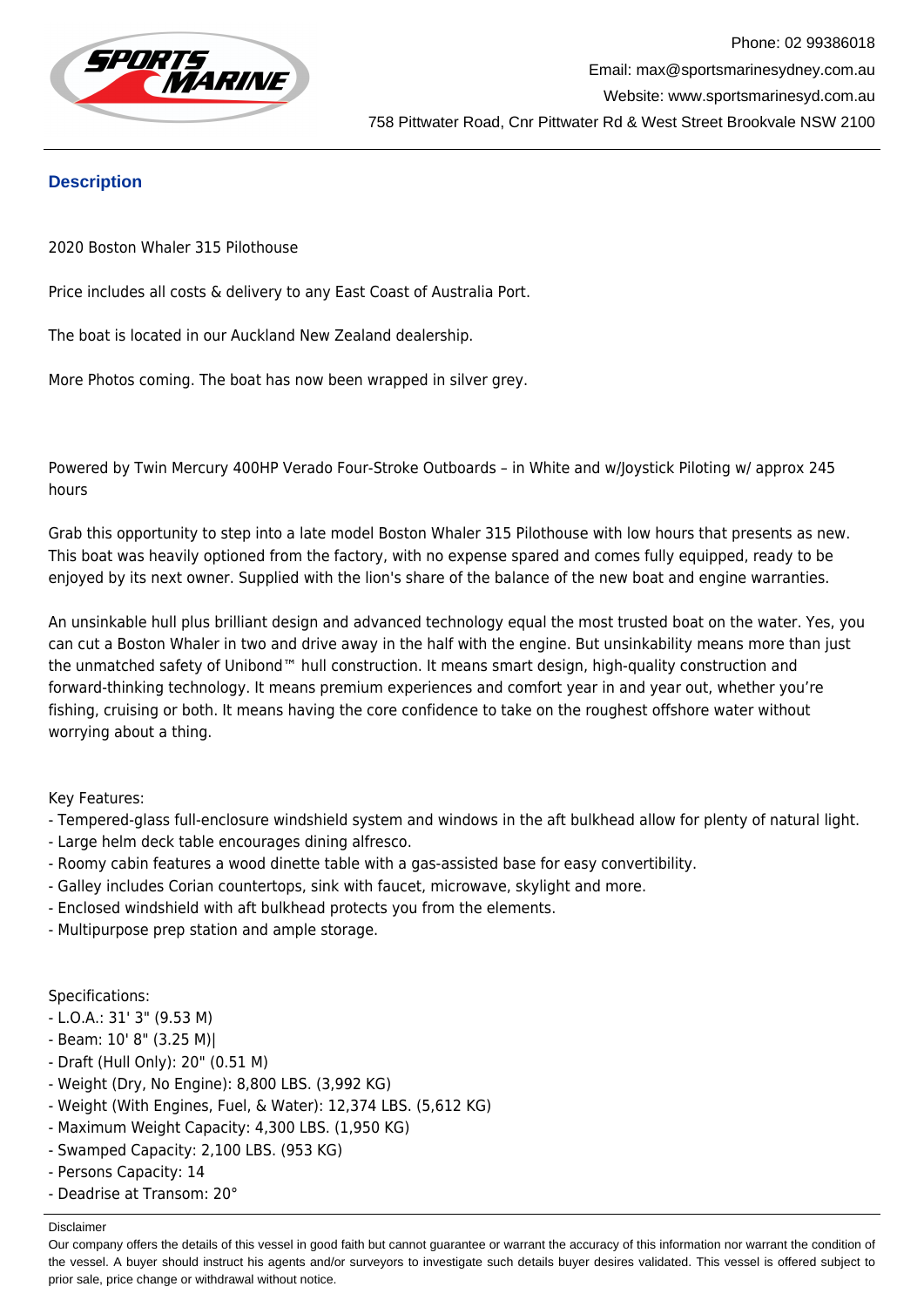## Description

2020 Boston Whaler 315 Pilothouse

Price includes all costs & delivery to any East Coast of Australia Port.

The boat is located in our Auckland New Zealand dealership.

More Photos coming. The boat has now been wrapped in silver grey.

Powered by Twin Mercury 400HP Verado Four-Stroke Outboards – in White and w/Joystick Piloting w/ approx 245 hours

Grab this opportunity to step into a late model Boston Whaler 315 Pilothouse with low hours that presents as new. This boat was heavily optioned from the factory, with no expense spared and comes fully equipped, ready to be enjoyed by its next owner. Supplied with the lion's share of the balance of the new boat and engine warranties.

An unsinkable hull plus brilliant design and advanced technology equal the most trusted boat on the water. Yes, you can cut a Boston Whaler in two and drive away in the half with the engine. But unsinkability means more than just the unmatched safety of Unibond™ hull construction. It means smart design, high-quality construction and forward-thinking technology. It means premium experiences and comfort year in and year out, whether you're fishing, cruising or both. It means having the core confidence to take on the roughest offshore water without worrying about a thing.

Key Features:
- Tempered-glass full-enclosure windshield system and windows in the aft bulkhead allow for plenty of natural light.
- Large helm deck table encourages dining alfresco.
- Roomy cabin features a wood dinette table with a gas-assisted base for easy convertibility.
- Galley includes Corian countertops, sink with faucet, microwave, skylight and more.
- Enclosed windshield with aft bulkhead protects you from the elements.
- Multipurpose prep station and ample storage.

Specifications:
- L.O.A.: 31' 3" (9.53 M)
- Beam: 10' 8" (3.25 M)|
- Draft (Hull Only): 20" (0.51 M)
- Weight (Dry, No Engine): 8,800 LBS. (3,992 KG)
- Weight (With Engines, Fuel, & Water): 12,374 LBS. (5,612 KG)
- Maximum Weight Capacity: 4,300 LBS. (1,950 KG)
- Swamped Capacity: 2,100 LBS. (953 KG)
- Persons Capacity: 14
- Deadrise at Transom: 20°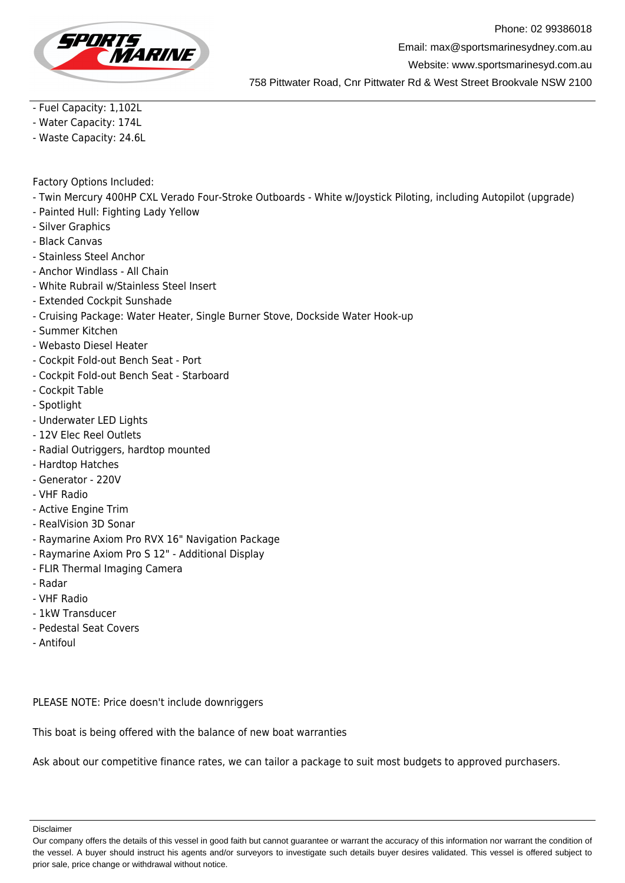- Fuel Capacity: 1,102L
- Water Capacity: 174L
- Waste Capacity: 24.6L

Factory Options Included:

- Twin Mercury 400HP CXL Verado Four-Stroke Outboards - White w/Joystick Piloting, including Autopilot (upgrade)
- Painted Hull: Fighting Lady Yellow
- Silver Graphics
- Black Canvas
- Stainless Steel Anchor
- Anchor Windlass - All Chain
- White Rubrail w/Stainless Steel Insert
- Extended Cockpit Sunshade
- Cruising Package: Water Heater, Single Burner Stove, Dockside Water Hook-up
- Summer Kitchen
- Webasto Diesel Heater
- Cockpit Fold-out Bench Seat - Port
- Cockpit Fold-out Bench Seat - Starboard
- Cockpit Table
- Spotlight
- Underwater LED Lights
- 12V Elec Reel Outlets
- Radial Outriggers, hardtop mounted
- Hardtop Hatches
- Generator - 220V
- VHF Radio
- Active Engine Trim
- RealVision 3D Sonar
- Raymarine Axiom Pro RVX 16" Navigation Package
- Raymarine Axiom Pro S 12" - Additional Display
- FLIR Thermal Imaging Camera
- Radar
- VHF Radio
- 1kW Transducer
- Pedestal Seat Covers
- Antifoul

PLEASE NOTE: Price doesn't include downriggers

This boat is being offered with the balance of new boat warranties

Ask about our competitive finance rates, we can tailor a package to suit most budgets to approved purchasers.

Disclaimer

Our company offers the details of this vessel in good faith but cannot guarantee or warrant the accuracy of this information nor warrant the condition of the vessel. A buyer should instruct his agents and/or surveyors to investigate such details buyer desires validated. This vessel is offered subject to prior sale, price change or withdrawal without notice.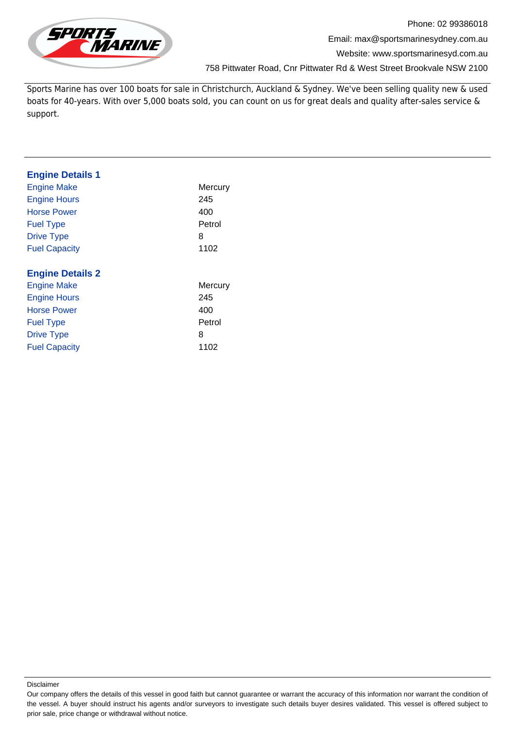Phone: 02 99386018

Email: max@sportsmarinesydney.com.au

Website: www.sportsmarinesyd.com.au

758 Pittwater Road, Cnr Pittwater Rd & West Street Brookvale NSW 2100

Sports Marine has over 100 boats for sale in Christchurch, Auckland & Sydney. We've been selling quality new & used boats for 40-years. With over 5,000 boats sold, you can count on us for great deals and quality after-sales service & support.

### Engine Details 1

| | |
|---|---|
| Engine Make | Mercury |
| Engine Hours | 245 |
| Horse Power | 400 |
| Fuel Type | Petrol |
| Drive Type | 8 |
| Fuel Capacity | 1102 |

### Engine Details 2

| | |
|---|---|
| Engine Make | Mercury |
| Engine Hours | 245 |
| Horse Power | 400 |
| Fuel Type | Petrol |
| Drive Type | 8 |
| Fuel Capacity | 1102 |

Disclaimer

Our company offers the details of this vessel in good faith but cannot guarantee or warrant the accuracy of this information nor warrant the condition of the vessel. A buyer should instruct his agents and/or surveyors to investigate such details buyer desires validated. This vessel is offered subject to prior sale, price change or withdrawal without notice.